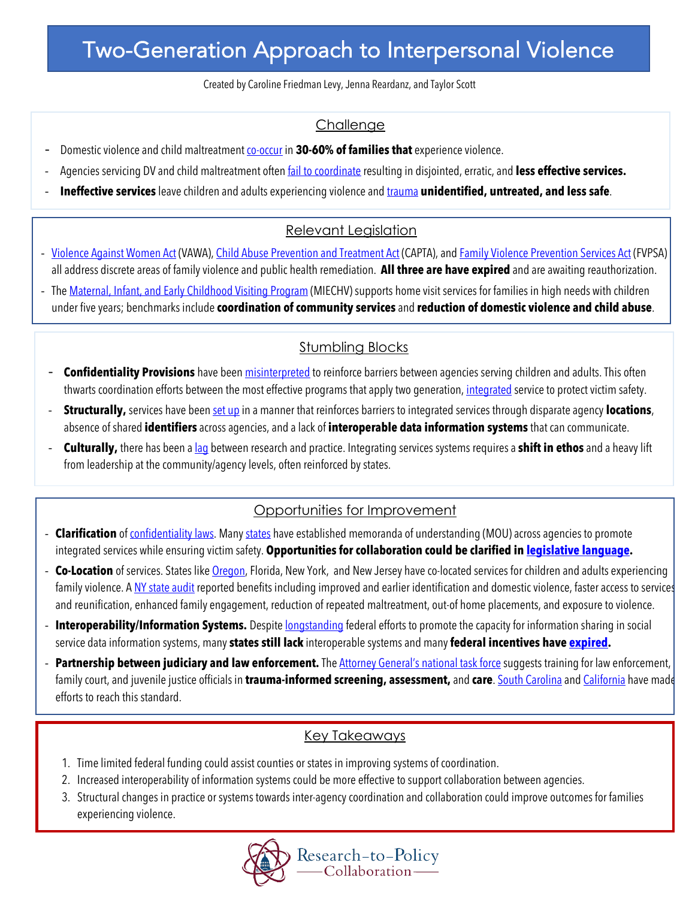# Two-Generation Approach to Interpersonal Violence

Created by Caroline Friedman Levy, Jenna Reardanz, and Taylor Scott

## Challenge

- Domestic violence and child maltreatment co-occur in **30-60% of families that** experience violence.
- Agencies servicing DV and child maltreatment often fail to coordinate resulting in disjointed, erratic, and **less effective services.**
- **Ineffective services** leave children and adults experiencing violence and trauma **unidentified, untreated, and less safe**.

## Relevant Legislation

- Violence Against Women Act (VAWA), Child Abuse Prevention and Treatment Act (CAPTA), and Family Violence Prevention Services Act (FVPSA) all address discrete areas of family violence and public health remediation. **All three are have expired** and are awaiting reauthorization.
- The Maternal, Infant, and Early Childhood Visiting Program (MIECHV) supports home visit services for families in high needs with children under five years; benchmarks include **coordination of community services** and **reduction of domestic violence and child abuse**.

## Stumbling Blocks

- **Confidentiality Provisions** have been misinterpreted to reinforce barriers between agencies serving children and adults. This often thwarts coordination efforts between the most effective programs that apply two generation, integrated service to protect victim safety.
- **Structurally,** services have been set up in a manner that reinforces barriers to integrated services through disparate agency **locations**, absence of shared **identifiers** across agencies, and a lack of **interoperable data information systems** that can communicate.
- **Culturally,** there has been a lag between research and practice. Integrating services systems requires a **shift in ethos** and a heavy lift from leadership at the community/agency levels, often reinforced by states.

## Opportunities for Improvement

- **Clarification** of confidentiality laws. Many states have established memoranda of understanding (MOU) across agencies to promote integrated services while ensuring victim safety. **Opportunities for collaboration could be clarified in legislative language.**
- **Co-Location** of services. States like Oregon, Florida, New York, and New Jersey have co-located services for children and adults experiencing family violence. A NY state audit reported benefits including improved and earlier identification and domestic violence, faster access to services and reunification, enhanced family engagement, reduction of repeated maltreatment, out-of home placements, and exposure to violence.
- **Interoperability/Information Systems.** Despite longstanding federal efforts to promote the capacity for information sharing in social service data information systems, many **states still lack** interoperable systems and many **federal incentives have expired.**
- **Partnership between judiciary and law enforcement.** The Attorney General's national task force suggests training for law enforcement, family court, and juvenile justice officials in **trauma-informed screening, assessment,** and **care**. South Carolina and California have made efforts to reach this standard.

## Key Takeaways

1. Time limited federal funding could assist counties or states in improving systems of coordination.
2. Increased interoperability of information systems could be more effective to support collaboration between agencies.
3. Structural changes in practice or systems towards inter-agency coordination and collaboration could improve outcomes for families experiencing violence.

Research-to-Policy Collaboration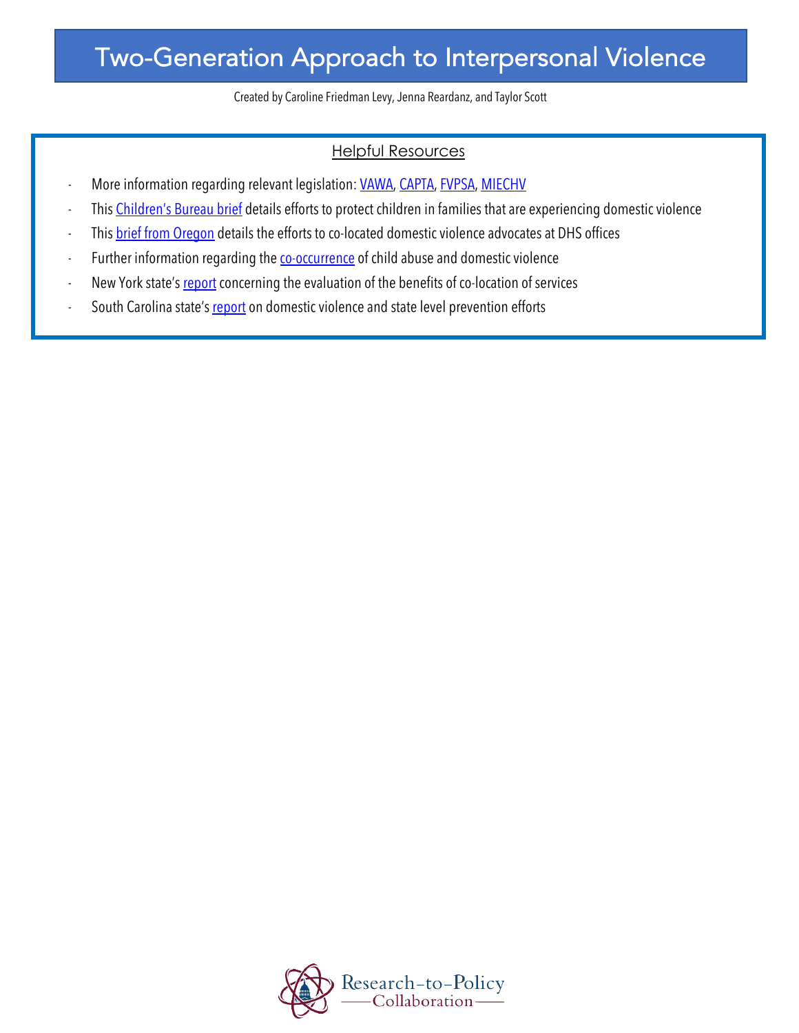# Two-Generation Approach to Interpersonal Violence

Created by Caroline Friedman Levy, Jenna Reardanz, and Taylor Scott

## Helpful Resources

- More information regarding relevant legislation: VAWA, CAPTA, FVPSA, MIECHV
- This Children's Bureau brief details efforts to protect children in families that are experiencing domestic violence
- This brief from Oregon details the efforts to co-located domestic violence advocates at DHS offices
- Further information regarding the co-occurrence of child abuse and domestic violence
- New York state's report concerning the evaluation of the benefits of co-location of services
- South Carolina state's report on domestic violence and state level prevention efforts

Research-to-Policy Collaboration